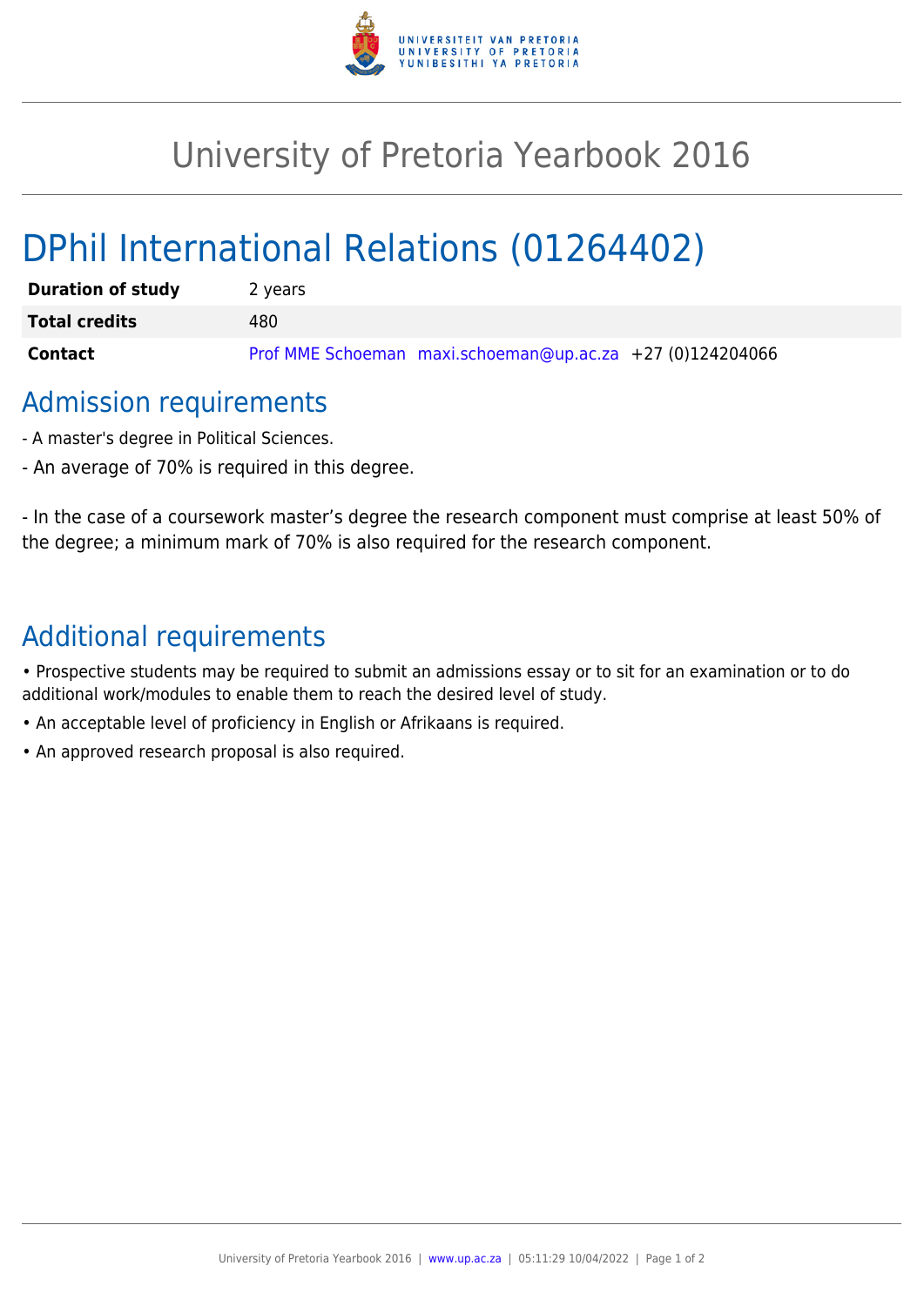# University of Pretoria Yearbook 2016

# DPhil International Relations (01264402)

| **Duration of study** | 2 years |
| --- | --- |
| **Total credits** | 480 |
| **Contact** | Prof MME Schoeman maxi.schoeman@up.ac.za +27 (0)124204066 |

## Admission requirements

- A master's degree in Political Sciences.

- An average of 70% is required in this degree.

- In the case of a coursework master's degree the research component must comprise at least 50% of the degree; a minimum mark of 70% is also required for the research component.

## Additional requirements

• Prospective students may be required to submit an admissions essay or to sit for an examination or to do additional work/modules to enable them to reach the desired level of study.

• An acceptable level of proficiency in English or Afrikaans is required.

• An approved research proposal is also required.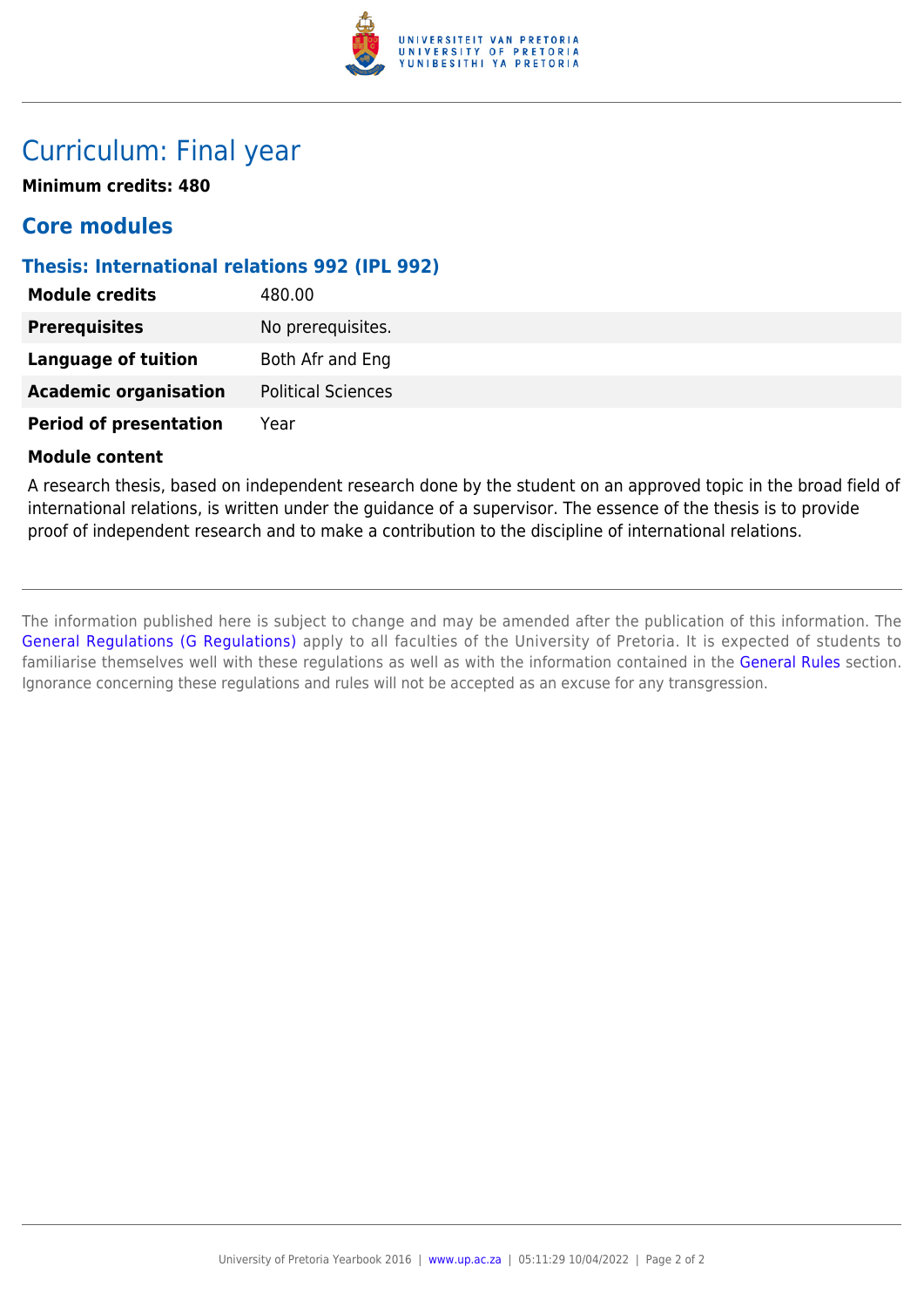# Curriculum: Final year

**Minimum credits: 480**

## Core modules

### Thesis: International relations 992 (IPL 992)

| | |
|---|---|
| **Module credits** | 480.00 |
| **Prerequisites** | No prerequisites. |
| **Language of tuition** | Both Afr and Eng |
| **Academic organisation** | Political Sciences |
| **Period of presentation** | Year |

**Module content**

A research thesis, based on independent research done by the student on an approved topic in the broad field of international relations, is written under the guidance of a supervisor. The essence of the thesis is to provide proof of independent research and to make a contribution to the discipline of international relations.

The information published here is subject to change and may be amended after the publication of this information. The General Regulations (G Regulations) apply to all faculties of the University of Pretoria. It is expected of students to familiarise themselves well with these regulations as well as with the information contained in the General Rules section. Ignorance concerning these regulations and rules will not be accepted as an excuse for any transgression.